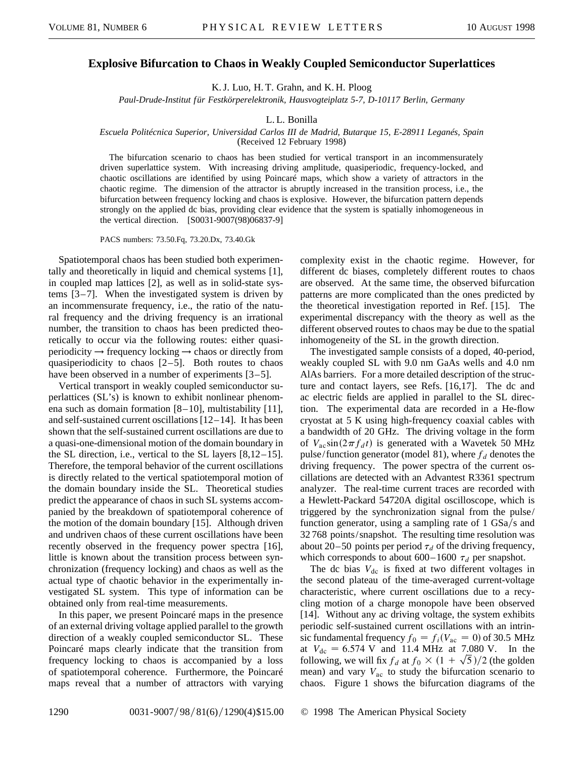# Explosive Bifurcation to Chaos in Weakly Coupled Semiconductor Superlattices

K. J. Luo, H. T. Grahn, and K. H. Ploog

*Paul-Drude-Institut für Festkörperelektronik, Hausvogteiplatz 5-7, D-10117 Berlin, Germany*

L. L. Bonilla

*Escuela Politécnica Superior, Universidad Carlos III de Madrid, Butarque 15, E-28911 Leganés, Spain*

(Received 12 February 1998)

The bifurcation scenario to chaos has been studied for vertical transport in an incommensurately driven superlattice system. With increasing driving amplitude, quasiperiodic, frequency-locked, and chaotic oscillations are identified by using Poincaré maps, which show a variety of attractors in the chaotic regime. The dimension of the attractor is abruptly increased in the transition process, i.e., the bifurcation between frequency locking and chaos is explosive. However, the bifurcation pattern depends strongly on the applied dc bias, providing clear evidence that the system is spatially inhomogeneous in the vertical direction. [S0031-9007(98)06837-9]

PACS numbers: 73.50.Fq, 73.20.Dx, 73.40.Gk

Spatiotemporal chaos has been studied both experimentally and theoretically in liquid and chemical systems [1], in coupled map lattices [2], as well as in solid-state systems [3–7]. When the investigated system is driven by an incommensurate frequency, i.e., the ratio of the natural frequency and the driving frequency is an irrational number, the transition to chaos has been predicted theoretically to occur via the following routes: either quasiperiodicity → frequency locking → chaos or directly from quasiperiodicity to chaos [2–5]. Both routes to chaos have been observed in a number of experiments [3–5].

Vertical transport in weakly coupled semiconductor superlattices (SL's) is known to exhibit nonlinear phenomena such as domain formation [8–10], multistability [11], and self-sustained current oscillations [12–14]. It has been shown that the self-sustained current oscillations are due to a quasi-one-dimensional motion of the domain boundary in the SL direction, i.e., vertical to the SL layers [8,12–15]. Therefore, the temporal behavior of the current oscillations is directly related to the vertical spatiotemporal motion of the domain boundary inside the SL. Theoretical studies predict the appearance of chaos in such SL systems accompanied by the breakdown of spatiotemporal coherence of the motion of the domain boundary [15]. Although driven and undriven chaos of these current oscillations have been recently observed in the frequency power spectra [16], little is known about the transition process between synchronization (frequency locking) and chaos as well as the actual type of chaotic behavior in the experimentally investigated SL system. This type of information can be obtained only from real-time measurements.

In this paper, we present Poincaré maps in the presence of an external driving voltage applied parallel to the growth direction of a weakly coupled semiconductor SL. These Poincaré maps clearly indicate that the transition from frequency locking to chaos is accompanied by a loss of spatiotemporal coherence. Furthermore, the Poincaré maps reveal that a number of attractors with varying complexity exist in the chaotic regime. However, for different dc biases, completely different routes to chaos are observed. At the same time, the observed bifurcation patterns are more complicated than the ones predicted by the theoretical investigation reported in Ref. [15]. The experimental discrepancy with the theory as well as the different observed routes to chaos may be due to the spatial inhomogeneity of the SL in the growth direction.

The investigated sample consists of a doped, 40-period, weakly coupled SL with 9.0 nm GaAs wells and 4.0 nm AlAs barriers. For a more detailed description of the structure and contact layers, see Refs. [16,17]. The dc and ac electric fields are applied in parallel to the SL direction. The experimental data are recorded in a He-flow cryostat at 5 K using high-frequency coaxial cables with a bandwidth of 20 GHz. The driving voltage in the form of $V_{\mathrm{ac}} \sin(2\pi f_d t)$ is generated with a Wavetek 50 MHz pulse/function generator (model 81), where $f_d$ denotes the driving frequency. The power spectra of the current oscillations are detected with an Advantest R3361 spectrum analyzer. The real-time current traces are recorded with a Hewlett-Packard 54720A digital oscilloscope, which is triggered by the synchronization signal from the pulse/function generator, using a sampling rate of 1 GSa/s and 32 768 points/snapshot. The resulting time resolution was about 20–50 points per period $\tau_d$ of the driving frequency, which corresponds to about 600–1600 $\tau_d$ per snapshot.

The dc bias $V_{\mathrm{dc}}$ is fixed at two different voltages in the second plateau of the time-averaged current-voltage characteristic, where current oscillations due to a recycling motion of a charge monopole have been observed [14]. Without any ac driving voltage, the system exhibits periodic self-sustained current oscillations with an intrinsic fundamental frequency $f_0 = f_i(V_{\mathrm{ac}} = 0)$ of 30.5 MHz at $V_{\mathrm{dc}} = 6.574$ V and 11.4 MHz at 7.080 V. In the following, we will fix $f_d$ at $f_0 \times (1 + \sqrt{5})/2$ (the golden mean) and vary $V_{\mathrm{ac}}$ to study the bifurcation scenario to chaos. Figure 1 shows the bifurcation diagrams of the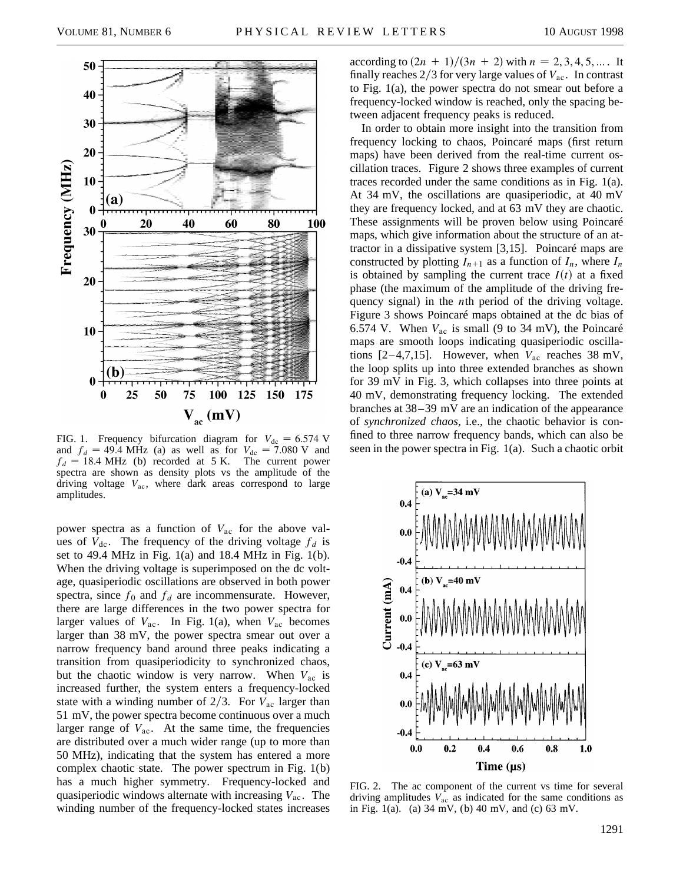FIG. 1. Frequency bifurcation diagram for $V_{dc} = 6.574$ V and $f_d = 49.4$ MHz (a) as well as for $V_{dc} = 7.080$ V and $f_d = 18.4$ MHz (b) recorded at 5 K. The current power spectra are shown as density plots vs the amplitude of the driving voltage $V_{ac}$, where dark areas correspond to large amplitudes.

power spectra as a function of $V_{ac}$ for the above values of $V_{dc}$. The frequency of the driving voltage $f_d$ is set to 49.4 MHz in Fig. 1(a) and 18.4 MHz in Fig. 1(b). When the driving voltage is superimposed on the dc voltage, quasiperiodic oscillations are observed in both power spectra, since $f_0$ and $f_d$ are incommensurate. However, there are large differences in the two power spectra for larger values of $V_{ac}$. In Fig. 1(a), when $V_{ac}$ becomes larger than 38 mV, the power spectra smear out over a narrow frequency band around three peaks indicating a transition from quasiperiodicity to synchronized chaos, but the chaotic window is very narrow. When $V_{ac}$ is increased further, the system enters a frequency-locked state with a winding number of $2/3$. For $V_{ac}$ larger than 51 mV, the power spectra become continuous over a much larger range of $V_{ac}$. At the same time, the frequencies are distributed over a much wider range (up to more than 50 MHz), indicating that the system has entered a more complex chaotic state. The power spectrum in Fig. 1(b) has a much higher symmetry. Frequency-locked and quasiperiodic windows alternate with increasing $V_{ac}$. The winding number of the frequency-locked states increases according to $(2n + 1)/(3n + 2)$ with $n = 2, 3, 4, 5, \ldots$. It finally reaches $2/3$ for very large values of $V_{ac}$. In contrast to Fig. 1(a), the power spectra do not smear out before a frequency-locked window is reached, only the spacing between adjacent frequency peaks is reduced.

In order to obtain more insight into the transition from frequency locking to chaos, Poincaré maps (first return maps) have been derived from the real-time current oscillation traces. Figure 2 shows three examples of current traces recorded under the same conditions as in Fig. 1(a). At 34 mV, the oscillations are quasiperiodic, at 40 mV they are frequency locked, and at 63 mV they are chaotic. These assignments will be proven below using Poincaré maps, which give information about the structure of an attractor in a dissipative system [3,15]. Poincaré maps are constructed by plotting $I_{n+1}$ as a function of $I_n$, where $I_n$ is obtained by sampling the current trace $I(t)$ at a fixed phase (the maximum of the amplitude of the driving frequency signal) in the $n$th period of the driving voltage. Figure 3 shows Poincaré maps obtained at the dc bias of 6.574 V. When $V_{ac}$ is small (9 to 34 mV), the Poincaré maps are smooth loops indicating quasiperiodic oscillations [2–4,7,15]. However, when $V_{ac}$ reaches 38 mV, the loop splits up into three extended branches as shown for 39 mV in Fig. 3, which collapses into three points at 40 mV, demonstrating frequency locking. The extended branches at 38–39 mV are an indication of the appearance of *synchronized chaos*, i.e., the chaotic behavior is confined to three narrow frequency bands, which can also be seen in the power spectra in Fig. 1(a). Such a chaotic orbit

FIG. 2. The ac component of the current vs time for several driving amplitudes $V_{ac}$ as indicated for the same conditions as in Fig. 1(a). (a) 34 mV, (b) 40 mV, and (c) 63 mV.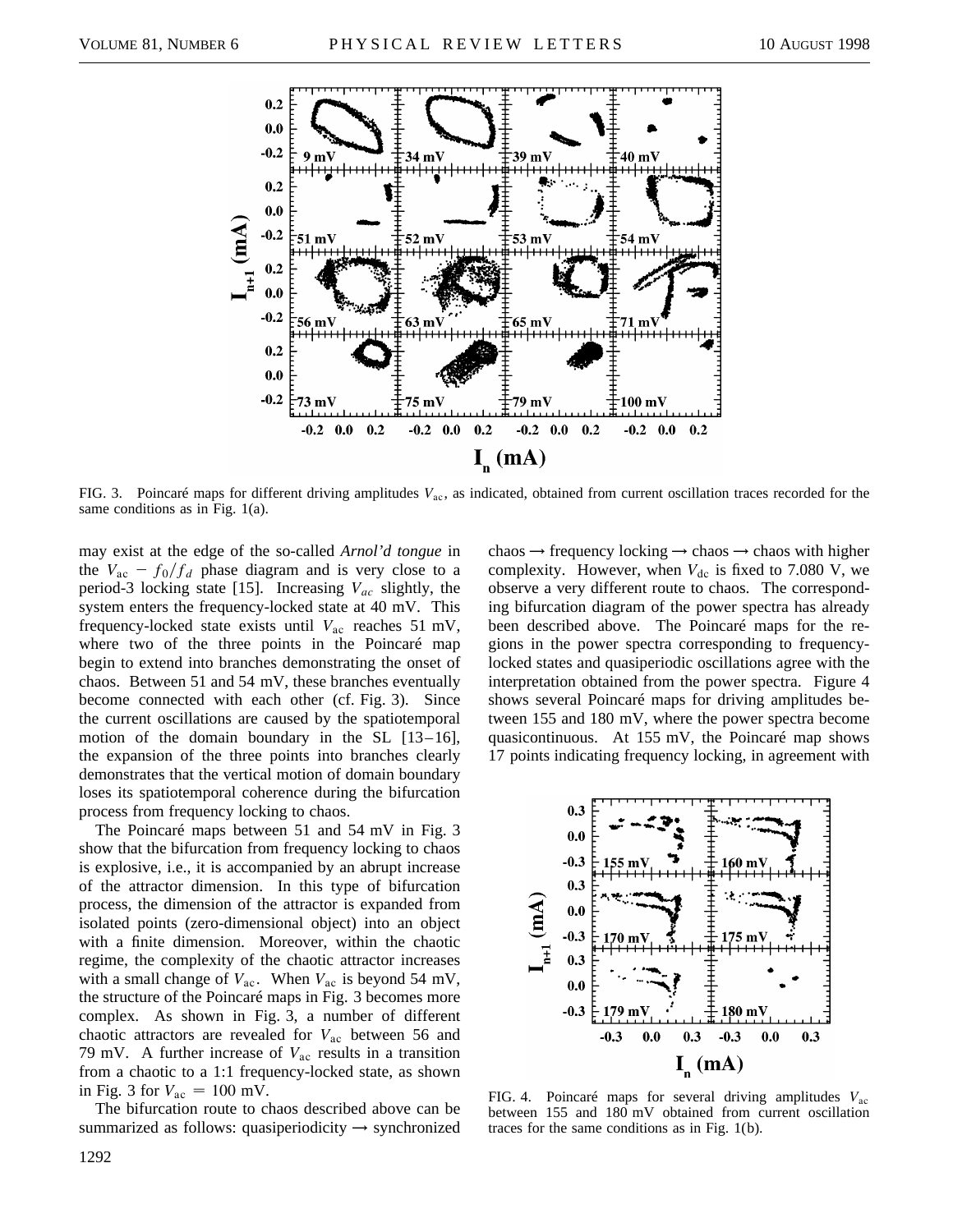FIG. 3. Poincaré maps for different driving amplitudes $V_{\mathrm{ac}}$, as indicated, obtained from current oscillation traces recorded for the same conditions as in Fig. 1(a).

may exist at the edge of the so-called *Arnol'd tongue* in the $V_{\mathrm{ac}} - f_0/f_d$ phase diagram and is very close to a period-3 locking state [15]. Increasing $V_{ac}$ slightly, the system enters the frequency-locked state at 40 mV. This frequency-locked state exists until $V_{\mathrm{ac}}$ reaches 51 mV, where two of the three points in the Poincaré map begin to extend into branches demonstrating the onset of chaos. Between 51 and 54 mV, these branches eventually become connected with each other (cf. Fig. 3). Since the current oscillations are caused by the spatiotemporal motion of the domain boundary in the SL [13–16], the expansion of the three points into branches clearly demonstrates that the vertical motion of domain boundary loses its spatiotemporal coherence during the bifurcation process from frequency locking to chaos.

The Poincaré maps between 51 and 54 mV in Fig. 3 show that the bifurcation from frequency locking to chaos is explosive, i.e., it is accompanied by an abrupt increase of the attractor dimension. In this type of bifurcation process, the dimension of the attractor is expanded from isolated points (zero-dimensional object) into an object with a finite dimension. Moreover, within the chaotic regime, the complexity of the chaotic attractor increases with a small change of $V_{\mathrm{ac}}$. When $V_{\mathrm{ac}}$ is beyond 54 mV, the structure of the Poincaré maps in Fig. 3 becomes more complex. As shown in Fig. 3, a number of different chaotic attractors are revealed for $V_{\mathrm{ac}}$ between 56 and 79 mV. A further increase of $V_{\mathrm{ac}}$ results in a transition from a chaotic to a 1:1 frequency-locked state, as shown in Fig. 3 for $V_{\mathrm{ac}} = 100$ mV.

The bifurcation route to chaos described above can be summarized as follows: quasiperiodicity → synchronized chaos → frequency locking → chaos → chaos with higher complexity. However, when $V_{\mathrm{dc}}$ is fixed to 7.080 V, we observe a very different route to chaos. The corresponding bifurcation diagram of the power spectra has already been described above. The Poincaré maps for the regions in the power spectra corresponding to frequency-locked states and quasiperiodic oscillations agree with the interpretation obtained from the power spectra. Figure 4 shows several Poincaré maps for driving amplitudes between 155 and 180 mV, where the power spectra become quasicontinuous. At 155 mV, the Poincaré map shows 17 points indicating frequency locking, in agreement with

FIG. 4. Poincaré maps for several driving amplitudes $V_{\mathrm{ac}}$ between 155 and 180 mV obtained from current oscillation traces for the same conditions as in Fig. 1(b).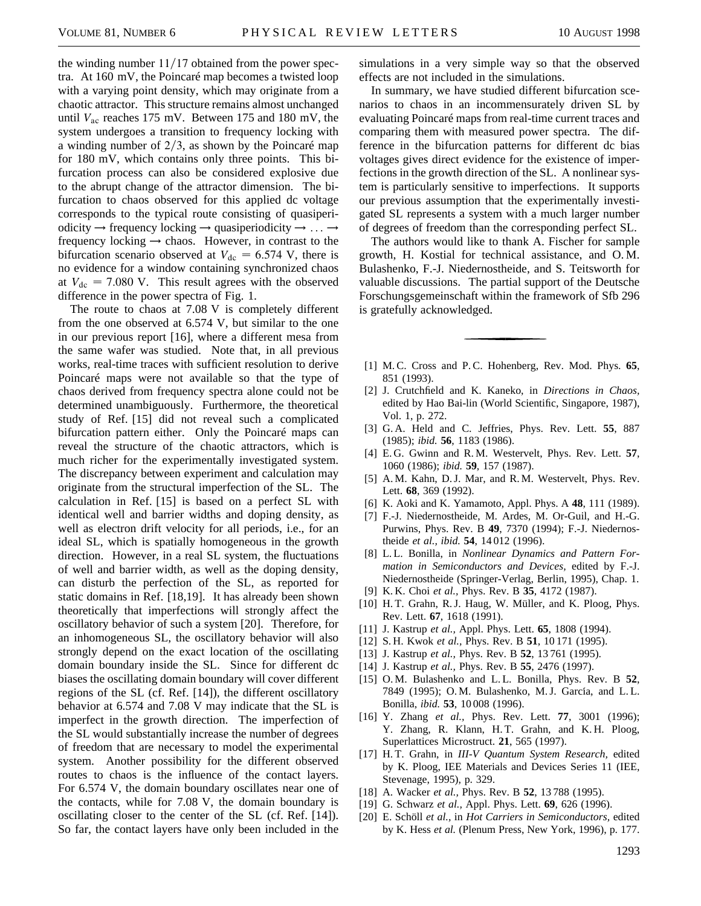the winding number $11/17$ obtained from the power spectra. At 160 mV, the Poincaré map becomes a twisted loop with a varying point density, which may originate from a chaotic attractor. This structure remains almost unchanged until $V_{ac}$ reaches 175 mV. Between 175 and 180 mV, the system undergoes a transition to frequency locking with a winding number of $2/3$, as shown by the Poincaré map for 180 mV, which contains only three points. This bifurcation process can also be considered explosive due to the abrupt change of the attractor dimension. The bifurcation to chaos observed for this applied dc voltage corresponds to the typical route consisting of quasiperiodicity → frequency locking → quasiperiodicity → ... → frequency locking → chaos. However, in contrast to the bifurcation scenario observed at $V_{dc} = 6.574$ V, there is no evidence for a window containing synchronized chaos at $V_{dc} = 7.080$ V. This result agrees with the observed difference in the power spectra of Fig. 1.

The route to chaos at 7.08 V is completely different from the one observed at 6.574 V, but similar to the one in our previous report [16], where a different mesa from the same wafer was studied. Note that, in all previous works, real-time traces with sufficient resolution to derive Poincaré maps were not available so that the type of chaos derived from frequency spectra alone could not be determined unambiguously. Furthermore, the theoretical study of Ref. [15] did not reveal such a complicated bifurcation pattern either. Only the Poincaré maps can reveal the structure of the chaotic attractors, which is much richer for the experimentally investigated system. The discrepancy between experiment and calculation may originate from the structural imperfection of the SL. The calculation in Ref. [15] is based on a perfect SL with identical well and barrier widths and doping density, as well as electron drift velocity for all periods, i.e., for an ideal SL, which is spatially homogeneous in the growth direction. However, in a real SL system, the fluctuations of well and barrier width, as well as the doping density, can disturb the perfection of the SL, as reported for static domains in Ref. [18,19]. It has already been shown theoretically that imperfections will strongly affect the oscillatory behavior of such a system [20]. Therefore, for an inhomogeneous SL, the oscillatory behavior will also strongly depend on the exact location of the oscillating domain boundary inside the SL. Since for different dc biases the oscillating domain boundary will cover different regions of the SL (cf. Ref. [14]), the different oscillatory behavior at 6.574 and 7.08 V may indicate that the SL is imperfect in the growth direction. The imperfection of the SL would substantially increase the number of degrees of freedom that are necessary to model the experimental system. Another possibility for the different observed routes to chaos is the influence of the contact layers. For 6.574 V, the domain boundary oscillates near one of the contacts, while for 7.08 V, the domain boundary is oscillating closer to the center of the SL (cf. Ref. [14]). So far, the contact layers have only been included in the simulations in a very simple way so that the observed effects are not included in the simulations.

In summary, we have studied different bifurcation scenarios to chaos in an incommensurately driven SL by evaluating Poincaré maps from real-time current traces and comparing them with measured power spectra. The difference in the bifurcation patterns for different dc bias voltages gives direct evidence for the existence of imperfections in the growth direction of the SL. A nonlinear system is particularly sensitive to imperfections. It supports our previous assumption that the experimentally investigated SL represents a system with a much larger number of degrees of freedom than the corresponding perfect SL.

The authors would like to thank A. Fischer for sample growth, H. Kostial for technical assistance, and O. M. Bulashenko, F.-J. Niedernostheide, and S. Teitsworth for valuable discussions. The partial support of the Deutsche Forschungsgemeinschaft within the framework of Sfb 296 is gratefully acknowledged.

---

[1] M. C. Cross and P. C. Hohenberg, Rev. Mod. Phys. **65**, 851 (1993).

[2] J. Crutchfield and K. Kaneko, in *Directions in Chaos*, edited by Hao Bai-lin (World Scientific, Singapore, 1987), Vol. 1, p. 272.

[3] G. A. Held and C. Jeffries, Phys. Rev. Lett. **55**, 887 (1985); *ibid.* **56**, 1183 (1986).

[4] E. G. Gwinn and R. M. Westervelt, Phys. Rev. Lett. **57**, 1060 (1986); *ibid.* **59**, 157 (1987).

[5] A. M. Kahn, D. J. Mar, and R. M. Westervelt, Phys. Rev. Lett. **68**, 369 (1992).

[6] K. Aoki and K. Yamamoto, Appl. Phys. A **48**, 111 (1989).

[7] F.-J. Niedernostheide, M. Ardes, M. Or-Guil, and H.-G. Purwins, Phys. Rev. B **49**, 7370 (1994); F.-J. Niedernostheide *et al., ibid.* **54**, 14 012 (1996).

[8] L. L. Bonilla, in *Nonlinear Dynamics and Pattern Formation in Semiconductors and Devices,* edited by F.-J. Niedernostheide (Springer-Verlag, Berlin, 1995), Chap. 1.

[9] K. K. Choi *et al.,* Phys. Rev. B **35**, 4172 (1987).

[10] H. T. Grahn, R. J. Haug, W. Müller, and K. Ploog, Phys. Rev. Lett. **67**, 1618 (1991).

[11] J. Kastrup *et al.,* Appl. Phys. Lett. **65**, 1808 (1994).

[12] S. H. Kwok *et al.,* Phys. Rev. B **51**, 10 171 (1995).

[13] J. Kastrup *et al.,* Phys. Rev. B **52**, 13 761 (1995).

[14] J. Kastrup *et al.,* Phys. Rev. B **55**, 2476 (1997).

[15] O. M. Bulashenko and L. L. Bonilla, Phys. Rev. B **52**, 7849 (1995); O. M. Bulashenko, M. J. García, and L. L. Bonilla, *ibid.* **53**, 10 008 (1996).

[16] Y. Zhang *et al.,* Phys. Rev. Lett. **77**, 3001 (1996); Y. Zhang, R. Klann, H. T. Grahn, and K. H. Ploog, Superlattices Microstruct. **21**, 565 (1997).

[17] H. T. Grahn, in *III-V Quantum System Research,* edited by K. Ploog, IEE Materials and Devices Series 11 (IEE, Stevenage, 1995), p. 329.

[18] A. Wacker *et al.,* Phys. Rev. B **52**, 13 788 (1995).

[19] G. Schwarz *et al.,* Appl. Phys. Lett. **69**, 626 (1996).

[20] E. Schöll *et al.,* in *Hot Carriers in Semiconductors,* edited by K. Hess *et al.* (Plenum Press, New York, 1996), p. 177.